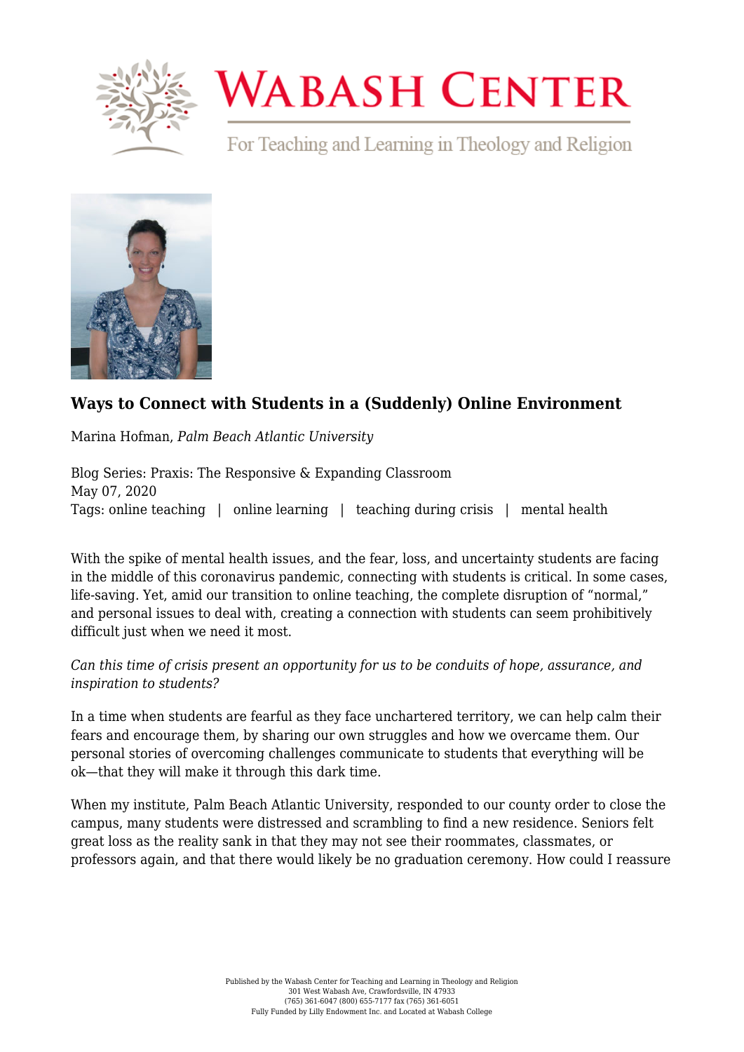# Ways to Connect with Students in a (Suddenly) Online Environment

Marina Hofman, *Palm Beach Atlantic University*

Blog Series: Praxis: The Responsive & Expanding Classroom
May 07, 2020
Tags: online teaching | online learning | teaching during crisis | mental health

With the spike of mental health issues, and the fear, loss, and uncertainty students are facing in the middle of this coronavirus pandemic, connecting with students is critical. In some cases, life-saving. Yet, amid our transition to online teaching, the complete disruption of "normal," and personal issues to deal with, creating a connection with students can seem prohibitively difficult just when we need it most.

*Can this time of crisis present an opportunity for us to be conduits of hope, assurance, and inspiration to students?*

In a time when students are fearful as they face unchartered territory, we can help calm their fears and encourage them, by sharing our own struggles and how we overcame them. Our personal stories of overcoming challenges communicate to students that everything will be ok—that they will make it through this dark time.

When my institute, Palm Beach Atlantic University, responded to our county order to close the campus, many students were distressed and scrambling to find a new residence. Seniors felt great loss as the reality sank in that they may not see their roommates, classmates, or professors again, and that there would likely be no graduation ceremony. How could I reassure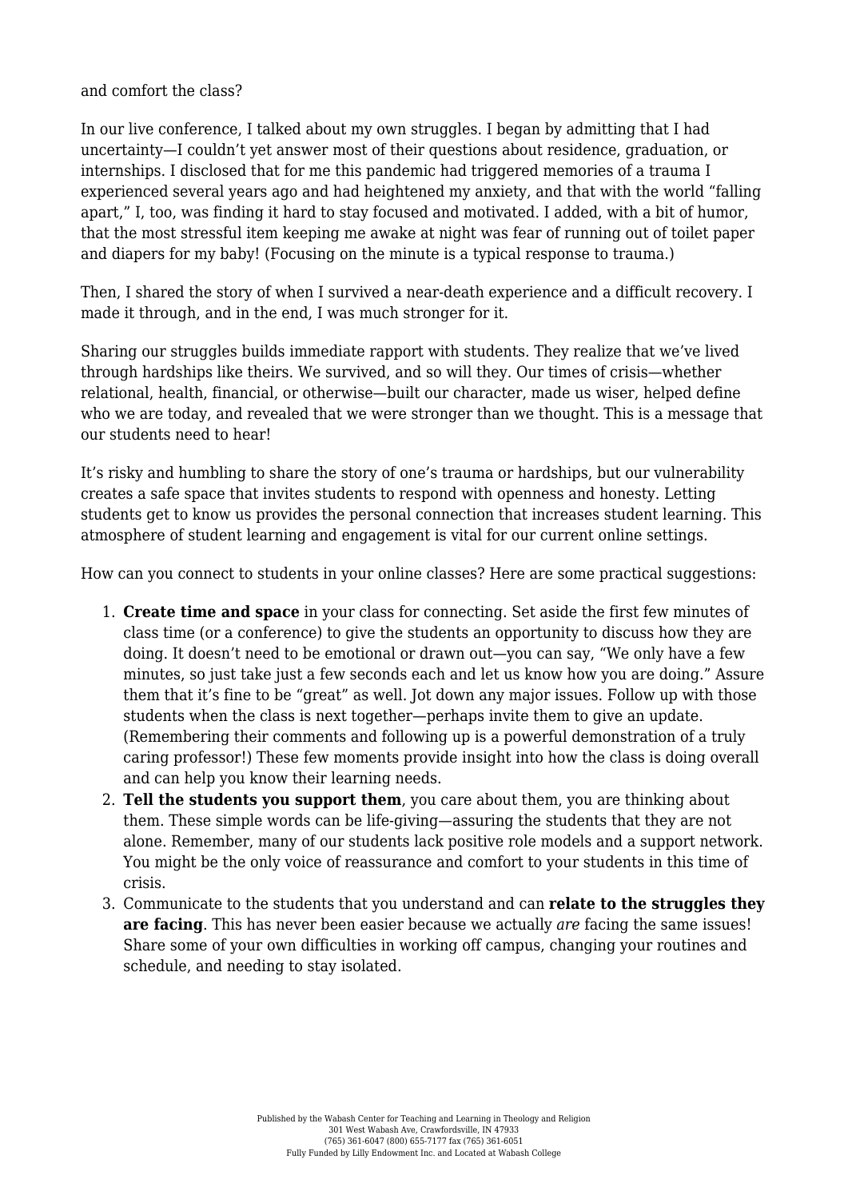and comfort the class?

In our live conference, I talked about my own struggles. I began by admitting that I had uncertainty—I couldn't yet answer most of their questions about residence, graduation, or internships. I disclosed that for me this pandemic had triggered memories of a trauma I experienced several years ago and had heightened my anxiety, and that with the world "falling apart," I, too, was finding it hard to stay focused and motivated. I added, with a bit of humor, that the most stressful item keeping me awake at night was fear of running out of toilet paper and diapers for my baby! (Focusing on the minute is a typical response to trauma.)

Then, I shared the story of when I survived a near-death experience and a difficult recovery. I made it through, and in the end, I was much stronger for it.

Sharing our struggles builds immediate rapport with students. They realize that we've lived through hardships like theirs. We survived, and so will they. Our times of crisis—whether relational, health, financial, or otherwise—built our character, made us wiser, helped define who we are today, and revealed that we were stronger than we thought. This is a message that our students need to hear!

It's risky and humbling to share the story of one's trauma or hardships, but our vulnerability creates a safe space that invites students to respond with openness and honesty. Letting students get to know us provides the personal connection that increases student learning. This atmosphere of student learning and engagement is vital for our current online settings.

How can you connect to students in your online classes? Here are some practical suggestions:

1. **Create time and space** in your class for connecting. Set aside the first few minutes of class time (or a conference) to give the students an opportunity to discuss how they are doing. It doesn't need to be emotional or drawn out—you can say, "We only have a few minutes, so just take just a few seconds each and let us know how you are doing." Assure them that it's fine to be "great" as well. Jot down any major issues. Follow up with those students when the class is next together—perhaps invite them to give an update. (Remembering their comments and following up is a powerful demonstration of a truly caring professor!) These few moments provide insight into how the class is doing overall and can help you know their learning needs.
2. **Tell the students you support them**, you care about them, you are thinking about them. These simple words can be life-giving—assuring the students that they are not alone. Remember, many of our students lack positive role models and a support network. You might be the only voice of reassurance and comfort to your students in this time of crisis.
3. Communicate to the students that you understand and can **relate to the struggles they are facing**. This has never been easier because we actually *are* facing the same issues! Share some of your own difficulties in working off campus, changing your routines and schedule, and needing to stay isolated.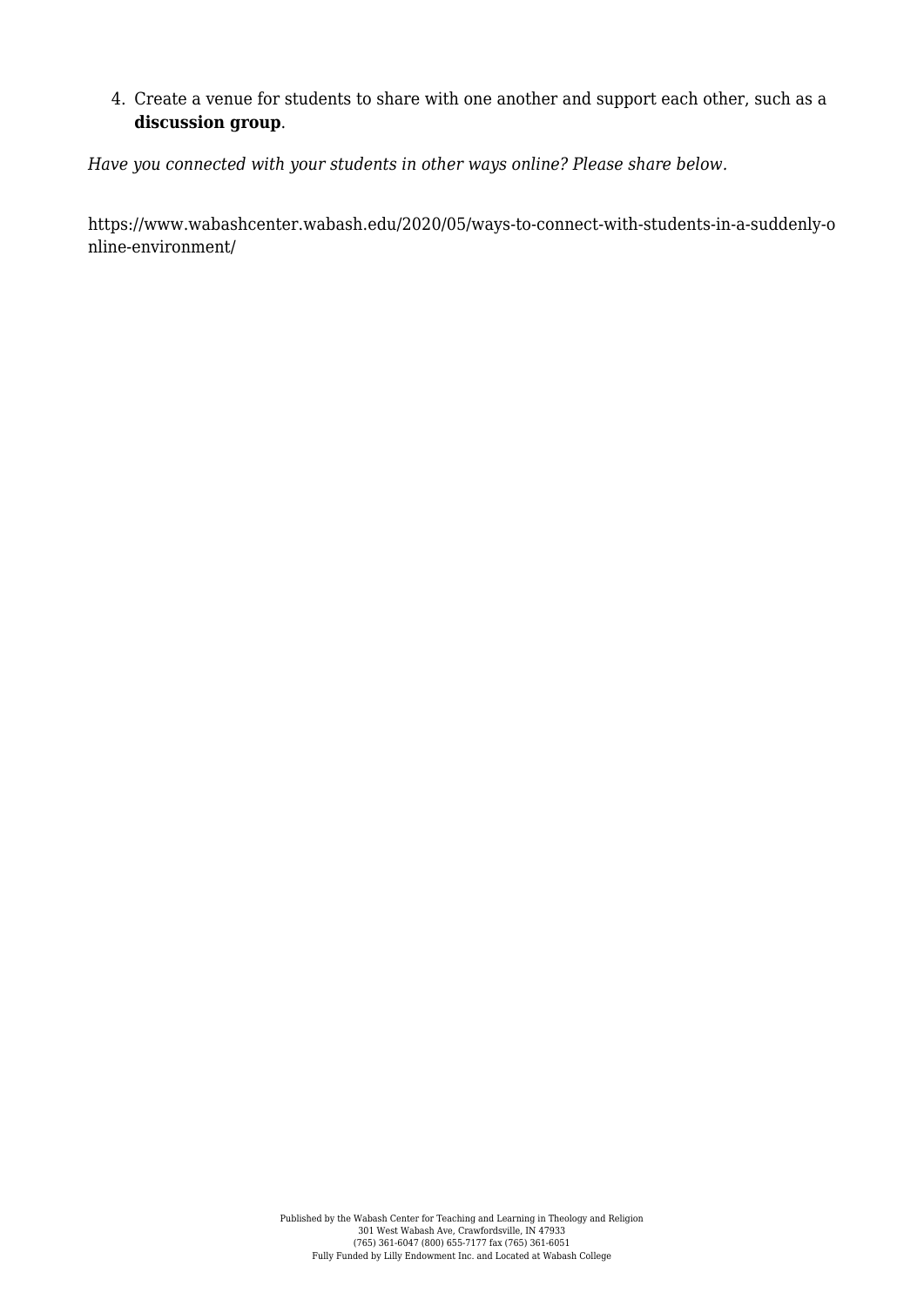4. Create a venue for students to share with one another and support each other, such as a **discussion group**.

*Have you connected with your students in other ways online? Please share below.*

https://www.wabashcenter.wabash.edu/2020/05/ways-to-connect-with-students-in-a-suddenly-online-environment/